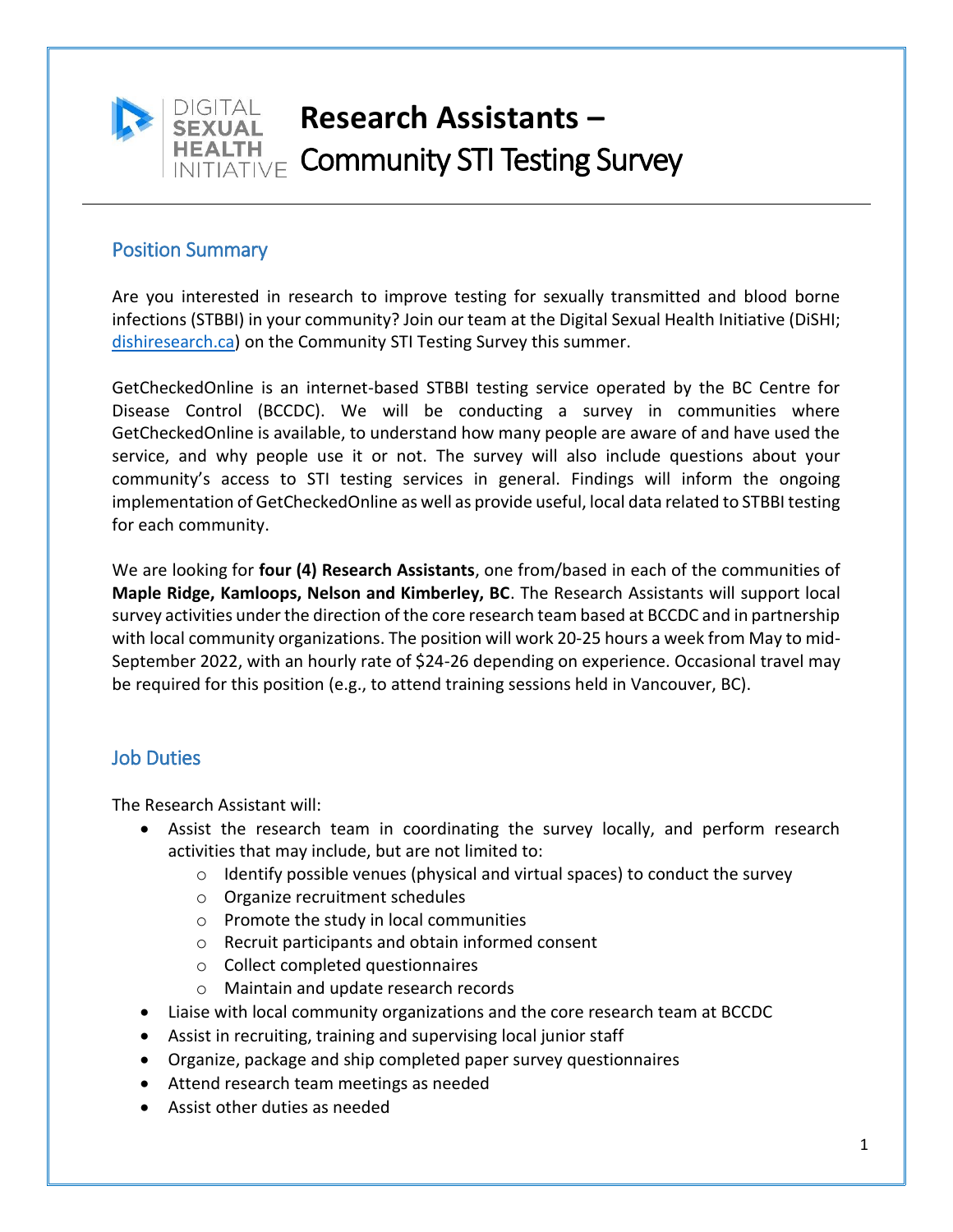# Research Assistants – Community STI Testing Survey

## Position Summary

Are you interested in research to improve testing for sexually transmitted and blood borne infections (STBBI) in your community? Join our team at the Digital Sexual Health Initiative (DiSHI; [dishiresearch.ca](https://dishiresearch.ca)) on the Community STI Testing Survey this summer.

GetCheckedOnline is an internet-based STBBI testing service operated by the BC Centre for Disease Control (BCCDC). We will be conducting a survey in communities where GetCheckedOnline is available, to understand how many people are aware of and have used the service, and why people use it or not. The survey will also include questions about your community's access to STI testing services in general. Findings will inform the ongoing implementation of GetCheckedOnline as well as provide useful, local data related to STBBI testing for each community.

We are looking for **four (4) Research Assistants**, one from/based in each of the communities of **Maple Ridge, Kamloops, Nelson and Kimberley, BC**. The Research Assistants will support local survey activities under the direction of the core research team based at BCCDC and in partnership with local community organizations. The position will work 20-25 hours a week from May to mid-September 2022, with an hourly rate of $24-26 depending on experience. Occasional travel may be required for this position (e.g., to attend training sessions held in Vancouver, BC).

## Job Duties

The Research Assistant will:

- Assist the research team in coordinating the survey locally, and perform research activities that may include, but are not limited to:
  - Identify possible venues (physical and virtual spaces) to conduct the survey
  - Organize recruitment schedules
  - Promote the study in local communities
  - Recruit participants and obtain informed consent
  - Collect completed questionnaires
  - Maintain and update research records
- Liaise with local community organizations and the core research team at BCCDC
- Assist in recruiting, training and supervising local junior staff
- Organize, package and ship completed paper survey questionnaires
- Attend research team meetings as needed
- Assist other duties as needed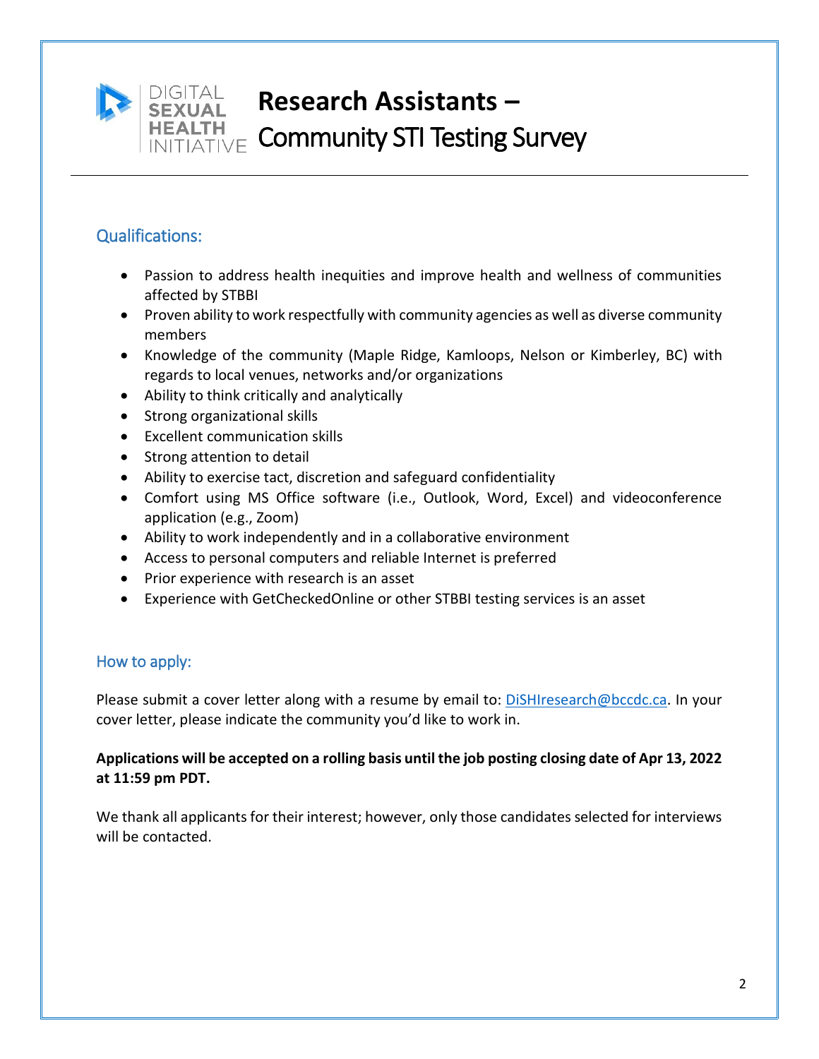# Research Assistants – Community STI Testing Survey

## Qualifications:

- Passion to address health inequities and improve health and wellness of communities affected by STBBI
- Proven ability to work respectfully with community agencies as well as diverse community members
- Knowledge of the community (Maple Ridge, Kamloops, Nelson or Kimberley, BC) with regards to local venues, networks and/or organizations
- Ability to think critically and analytically
- Strong organizational skills
- Excellent communication skills
- Strong attention to detail
- Ability to exercise tact, discretion and safeguard confidentiality
- Comfort using MS Office software (i.e., Outlook, Word, Excel) and videoconference application (e.g., Zoom)
- Ability to work independently and in a collaborative environment
- Access to personal computers and reliable Internet is preferred
- Prior experience with research is an asset
- Experience with GetCheckedOnline or other STBBI testing services is an asset

## How to apply:

Please submit a cover letter along with a resume by email to: DiSHIresearch@bccdc.ca. In your cover letter, please indicate the community you'd like to work in.

**Applications will be accepted on a rolling basis until the job posting closing date of Apr 13, 2022 at 11:59 pm PDT.**

We thank all applicants for their interest; however, only those candidates selected for interviews will be contacted.